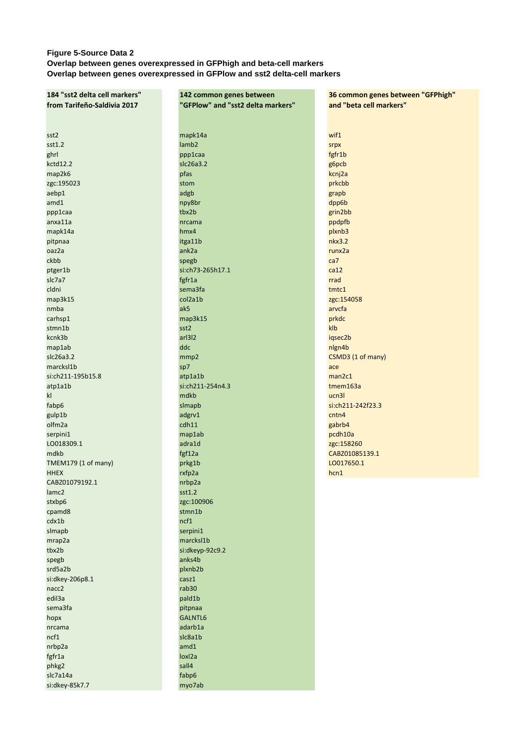**Figure 5-Source Data 2**

**Overlap between genes overexpressed in GFPhigh and beta-cell markers**

**Overlap between genes overexpressed in GFPlow and sst2 delta-cell markers**

| 184 "sst2 delta cell markers" from Tarifeño-Saldivia 2017 | 142 common genes between "GFPlow" and "sst2 delta markers" | 36 common genes between "GFPhigh" and "beta cell markers" |
|---|---|---|
| sst2 | mapk14a | wif1 |
| sst1.2 | lamb2 | srpx |
| ghrl | ppp1caa | fgfr1b |
| kctd12.2 | slc26a3.2 | g6pcb |
| map2k6 | pfas | kcnj2a |
| zgc:195023 | stom | prkcbb |
| aebp1 | adgb | grapb |
| amd1 | npy8br | dpp6b |
| ppp1caa | tbx2b | grin2bb |
| anxa11a | nrcama | ppdpfb |
| mapk14a | hmx4 | plxnb3 |
| pitpnaa | itga11b | nkx3.2 |
| oaz2a | ank2a | runx2a |
| ckbb | spegb | ca7 |
| ptger1b | si:ch73-265h17.1 | ca12 |
| slc7a7 | fgfr1a | rrad |
| cldni | sema3fa | tmtc1 |
| map3k15 | col2a1b | zgc:154058 |
| nmba | ak5 | arvcfa |
| carhsp1 | map3k15 | prkdc |
| stmn1b | sst2 | klb |
| kcnk3b | arl3l2 | iqsec2b |
| map1ab | ddc | nlgn4b |
| slc26a3.2 | mmp2 | CSMD3 (1 of many) |
| marcksl1b | sp7 | ace |
| si:ch211-195b15.8 | atp1a1b | man2c1 |
| atp1a1b | si:ch211-254n4.3 | tmem163a |
| kl | mdkb | ucn3l |
| fabp6 | slmapb | si:ch211-242f23.3 |
| gulp1b | adgrv1 | cntn4 |
| olfm2a | cdh11 | gabrb4 |
| serpini1 | map1ab | pcdh10a |
| LO018309.1 | adra1d | zgc:158260 |
| mdkb | fgf12a | CABZ01085139.1 |
| TMEM179 (1 of many) | prkg1b | LO017650.1 |
| HHEX | rxfp2a | hcn1 |
| CABZ01079192.1 | nrbp2a | |
| lamc2 | sst1.2 | |
| stxbp6 | zgc:100906 | |
| cpamd8 | stmn1b | |
| cdx1b | ncf1 | |
| slmapb | serpini1 | |
| mrap2a | marcksl1b | |
| tbx2b | si:dkeyp-92c9.2 | |
| spegb | anks4b | |
| srd5a2b | plxnb2b | |
| si:dkey-206p8.1 | casz1 | |
| nacc2 | rab30 | |
| edil3a | pald1b | |
| sema3fa | pitpnaa | |
| hopx | GALNTL6 | |
| nrcama | adarb1a | |
| ncf1 | slc8a1b | |
| nrbp2a | amd1 | |
| fgfr1a | loxl2a | |
| phkg2 | sall4 | |
| slc7a14a | fabp6 | |
| si:dkey-85k7.7 | myo7ab | |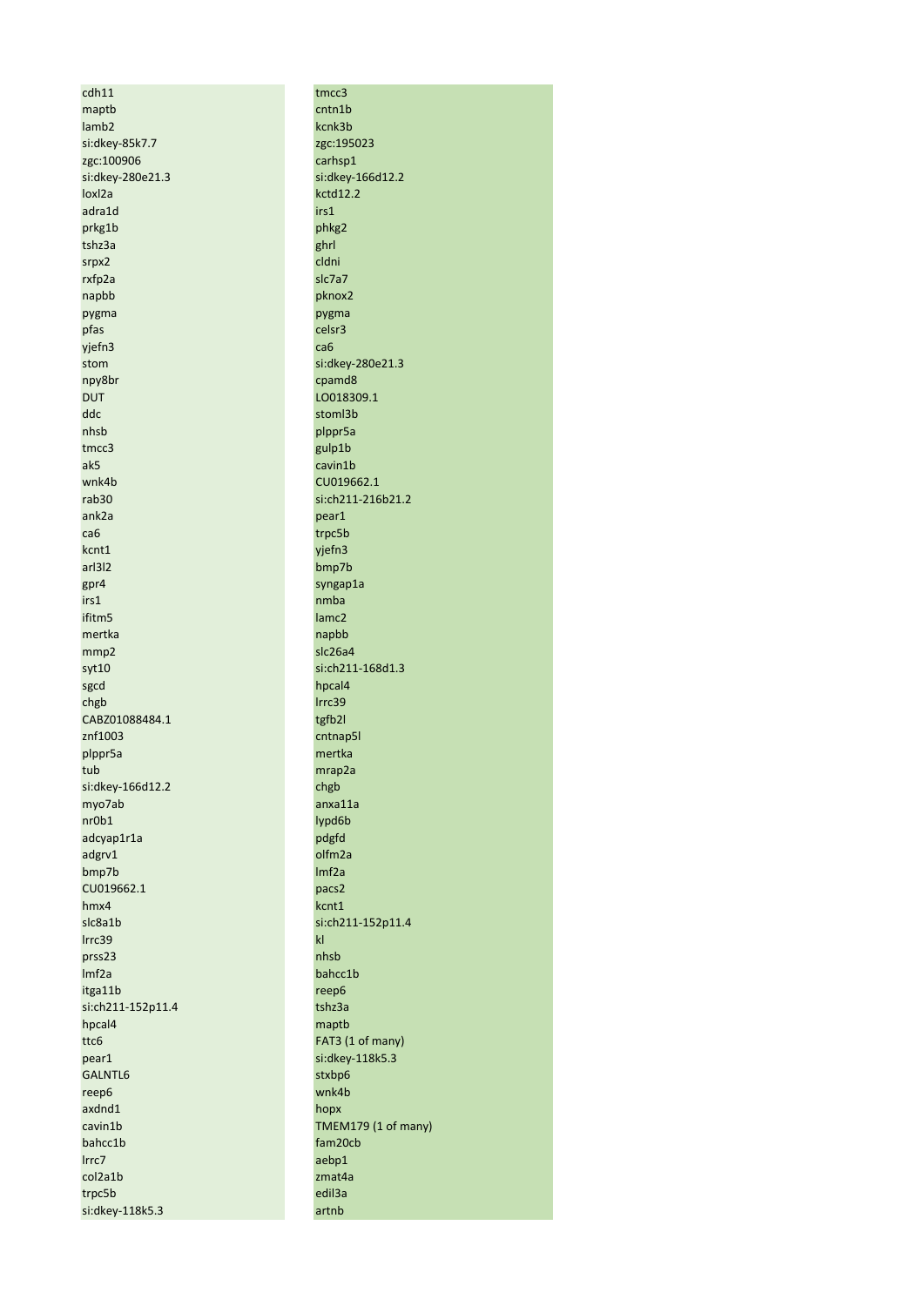| | |
|---|---|
| cdh11 | tmcc3 |
| maptb | cntn1b |
| lamb2 | kcnk3b |
| si:dkey-85k7.7 | zgc:195023 |
| zgc:100906 | carhsp1 |
| si:dkey-280e21.3 | si:dkey-166d12.2 |
| loxl2a | kctd12.2 |
| adra1d | irs1 |
| prkg1b | phkg2 |
| tshz3a | ghrl |
| srpx2 | cldni |
| rxfp2a | slc7a7 |
| napbb | pknox2 |
| pygma | pygma |
| pfas | celsr3 |
| yjefn3 | ca6 |
| stom | si:dkey-280e21.3 |
| npy8br | cpamd8 |
| DUT | LO018309.1 |
| ddc | stoml3b |
| nhsb | plppr5a |
| tmcc3 | gulp1b |
| ak5 | cavin1b |
| wnk4b | CU019662.1 |
| rab30 | si:ch211-216b21.2 |
| ank2a | pear1 |
| ca6 | trpc5b |
| kcnt1 | yjefn3 |
| arl3l2 | bmp7b |
| gpr4 | syngap1a |
| irs1 | nmba |
| ifitm5 | lamc2 |
| mertka | napbb |
| mmp2 | slc26a4 |
| syt10 | si:ch211-168d1.3 |
| sgcd | hpcal4 |
| chgb | lrrc39 |
| CABZ01088484.1 | tgfb2l |
| znf1003 | cntnap5l |
| plppr5a | mertka |
| tub | mrap2a |
| si:dkey-166d12.2 | chgb |
| myo7ab | anxa11a |
| nr0b1 | lypd6b |
| adcyap1r1a | pdgfd |
| adgrv1 | olfm2a |
| bmp7b | lmf2a |
| CU019662.1 | pacs2 |
| hmx4 | kcnt1 |
| slc8a1b | si:ch211-152p11.4 |
| lrrc39 | kl |
| prss23 | nhsb |
| lmf2a | bahcc1b |
| itga11b | reep6 |
| si:ch211-152p11.4 | tshz3a |
| hpcal4 | maptb |
| ttc6 | FAT3 (1 of many) |
| pear1 | si:dkey-118k5.3 |
| GALNTL6 | stxbp6 |
| reep6 | wnk4b |
| axdnd1 | hopx |
| cavin1b | TMEM179 (1 of many) |
| bahcc1b | fam20cb |
| lrrc7 | aebp1 |
| col2a1b | zmat4a |
| trpc5b | edil3a |
| si:dkey-118k5.3 | artnb |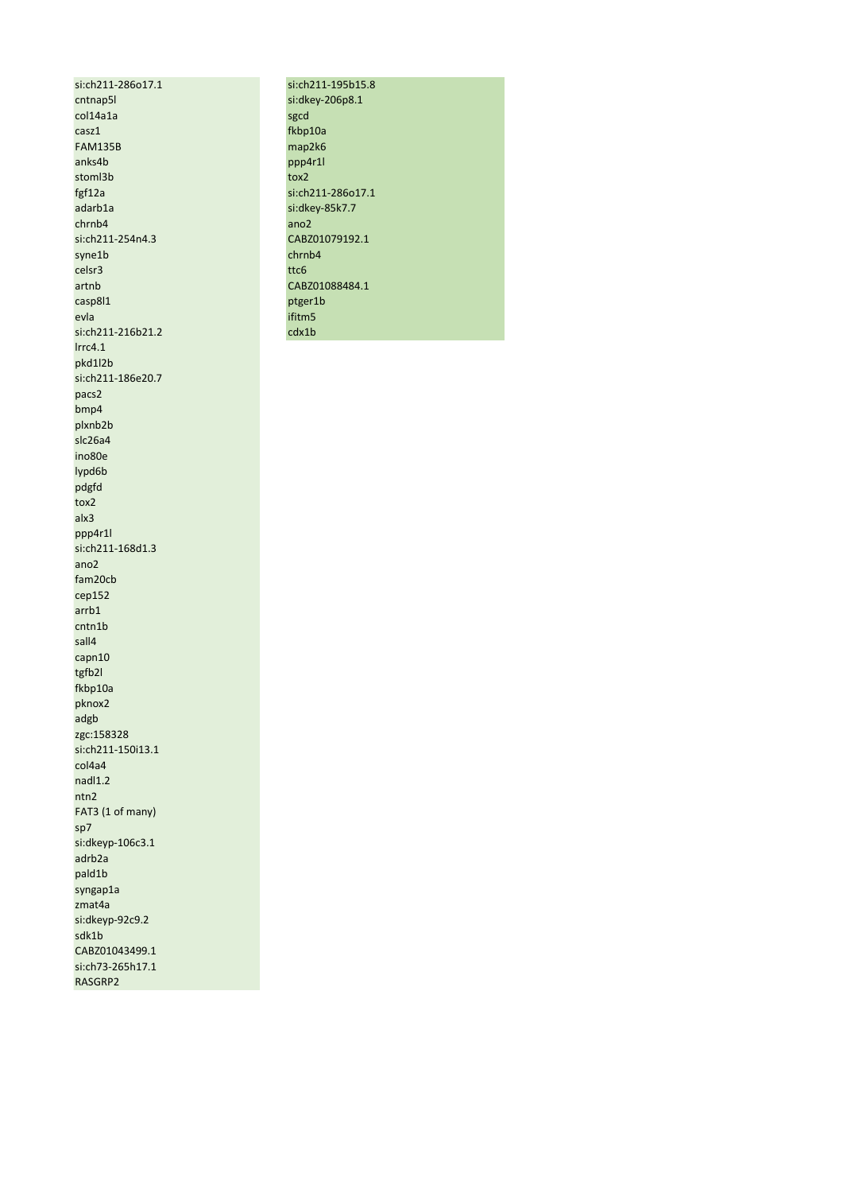| | |
|---|---|
| si:ch211-286o17.1 | si:ch211-195b15.8 |
| cntnap5l | si:dkey-206p8.1 |
| col14a1a | sgcd |
| casz1 | fkbp10a |
| FAM135B | map2k6 |
| anks4b | ppp4r1l |
| stoml3b | tox2 |
| fgf12a | si:ch211-286o17.1 |
| adarb1a | si:dkey-85k7.7 |
| chrnb4 | ano2 |
| si:ch211-254n4.3 | CABZ01079192.1 |
| syne1b | chrnb4 |
| celsr3 | ttc6 |
| artnb | CABZ01088484.1 |
| casp8l1 | ptger1b |
| evla | ifitm5 |
| si:ch211-216b21.2 | cdx1b |
| lrrc4.1 | |
| pkd1l2b | |
| si:ch211-186e20.7 | |
| pacs2 | |
| bmp4 | |
| plxnb2b | |
| slc26a4 | |
| ino80e | |
| lypd6b | |
| pdgfd | |
| tox2 | |
| alx3 | |
| ppp4r1l | |
| si:ch211-168d1.3 | |
| ano2 | |
| fam20cb | |
| cep152 | |
| arrb1 | |
| cntn1b | |
| sall4 | |
| capn10 | |
| tgfb2l | |
| fkbp10a | |
| pknox2 | |
| adgb | |
| zgc:158328 | |
| si:ch211-150i13.1 | |
| col4a4 | |
| nadl1.2 | |
| ntn2 | |
| FAT3 (1 of many) | |
| sp7 | |
| si:dkeyp-106c3.1 | |
| adrb2a | |
| pald1b | |
| syngap1a | |
| zmat4a | |
| si:dkeyp-92c9.2 | |
| sdk1b | |
| CABZ01043499.1 | |
| si:ch73-265h17.1 | |
| RASGRP2 | |